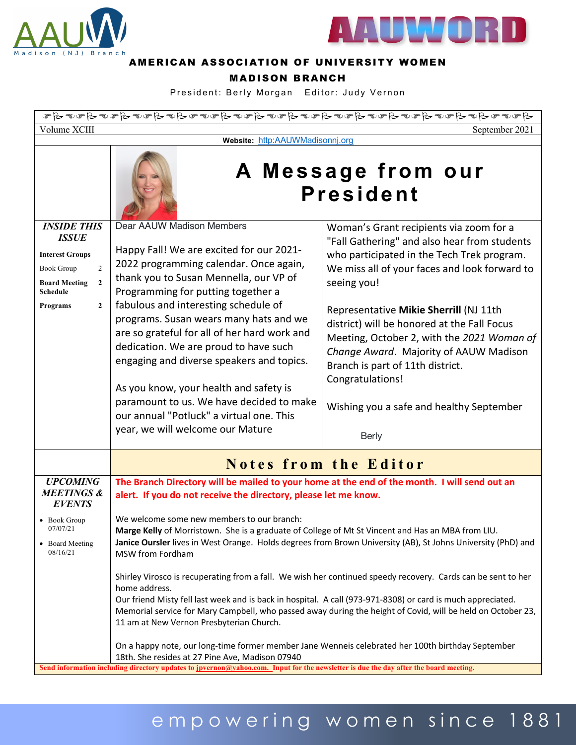# AAUWORD

**AMERICAN ASSOCIATION OF UNIVERSITY WOMEN**

**MADISON BRANCH**

President: Berly Morgan    Editor: Judy Vernon

Volume XCIII    September 2021

**Website:** http:AAUWMadisonnj.org

## A Message from our President

Dear AAUW Madison Members

Happy Fall! We are excited for our 2021-2022 programming calendar. Once again, thank you to Susan Mennella, our VP of Programming for putting together a fabulous and interesting schedule of programs. Susan wears many hats and we are so grateful for all of her hard work and dedication. We are proud to have such engaging and diverse speakers and topics.

As you know, your health and safety is paramount to us. We have decided to make our annual "Potluck" a virtual one. This year, we will welcome our Mature Woman's Grant recipients via zoom for a "Fall Gathering" and also hear from students who participated in the Tech Trek program. We miss all of your faces and look forward to seeing you!

Representative **Mikie Sherrill** (NJ 11th district) will be honored at the Fall Focus Meeting, October 2, with the *2021 Woman of Change Award*. Majority of AAUW Madison Branch is part of 11th district. Congratulations!

Wishing you a safe and healthy September

Berly

### *INSIDE THIS ISSUE*

**Interest Groups**

| | |
|---|---|
| Book Group | 2 |
| **Board Meeting Schedule** | **2** |
| **Programs** | **2** |

## Notes from the Editor

**The Branch Directory will be mailed to your home at the end of the month. I will send out an alert. If you do not receive the directory, please let me know.**

We welcome some new members to our branch:
**Marge Kelly** of Morristown. She is a graduate of College of Mt St Vincent and Has an MBA from LIU.
**Janice Oursler** lives in West Orange. Holds degrees from Brown University (AB), St Johns University (PhD) and MSW from Fordham

Shirley Virosco is recuperating from a fall. We wish her continued speedy recovery. Cards can be sent to her home address.
Our friend Misty fell last week and is back in hospital. A call (973-971-8308) or card is much appreciated.
Memorial service for Mary Campbell, who passed away during the height of Covid, will be held on October 23, 11 am at New Vernon Presbyterian Church.

On a happy note, our long-time former member Jane Wenneis celebrated her 100th birthday September 18th. She resides at 27 Pine Ave, Madison 07940

### *UPCOMING MEETINGS & EVENTS*

- Book Group 07/07/21
- Board Meeting 08/16/21

**Send information including directory updates to jpvernon@yahoo.com. Input for the newsletter is due the day after the board meeting.**

empowering women since 1881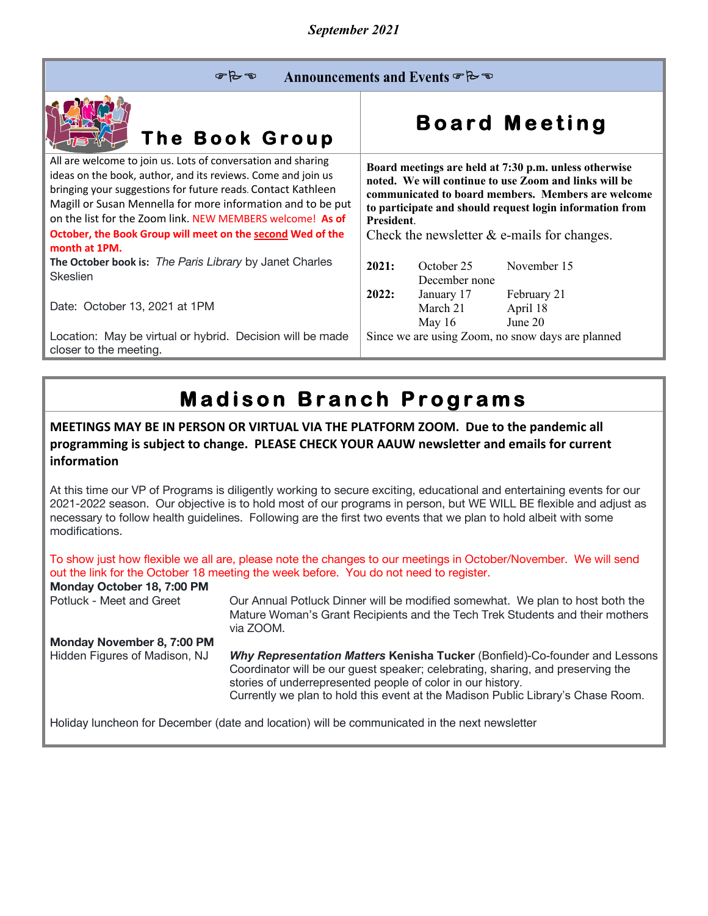September 2021

## ☞✍☜ Announcements and Events ☞✍☜

### The Book Group

All are welcome to join us. Lots of conversation and sharing ideas on the book, author, and its reviews. Come and join us bringing your suggestions for future reads. Contact Kathleen Magill or Susan Mennella for more information and to be put on the list for the Zoom link. NEW MEMBERS welcome! **As of October, the Book Group will meet on the second Wed of the month at 1PM.**

**The October book is:** *The Paris Library* by Janet Charles Skeslien

Date: October 13, 2021 at 1PM

Location: May be virtual or hybrid. Decision will be made closer to the meeting.

### Board Meeting

**Board meetings are held at 7:30 p.m. unless otherwise noted. We will continue to use Zoom and links will be communicated to board members. Members are welcome to participate and should request login information from President.**

Check the newsletter & e-mails for changes.

| | | |
|---|---|---|
| **2021:** | October 25 | November 15 |
| | December none | |
| **2022:** | January 17 | February 21 |
| | March 21 | April 18 |
| | May 16 | June 20 |

Since we are using Zoom, no snow days are planned

## Madison Branch Programs

**MEETINGS MAY BE IN PERSON OR VIRTUAL VIA THE PLATFORM ZOOM. Due to the pandemic all programming is subject to change. PLEASE CHECK YOUR AAUW newsletter and emails for current information**

At this time our VP of Programs is diligently working to secure exciting, educational and entertaining events for our 2021-2022 season. Our objective is to hold most of our programs in person, but WE WILL BE flexible and adjust as necessary to follow health guidelines. Following are the first two events that we plan to hold albeit with some modifications.

To show just how flexible we all are, please note the changes to our meetings in October/November. We will send out the link for the October 18 meeting the week before. You do not need to register.

**Monday October 18, 7:00 PM**
Potluck - Meet and Greet

Our Annual Potluck Dinner will be modified somewhat. We plan to host both the Mature Woman's Grant Recipients and the Tech Trek Students and their mothers via ZOOM.

**Monday November 8, 7:00 PM**
Hidden Figures of Madison, NJ

***Why Representation Matters*** **Kenisha Tucker** (Bonfield)-Co-founder and Lessons Coordinator will be our guest speaker; celebrating, sharing, and preserving the stories of underrepresented people of color in our history.
Currently we plan to hold this event at the Madison Public Library's Chase Room.

Holiday luncheon for December (date and location) will be communicated in the next newsletter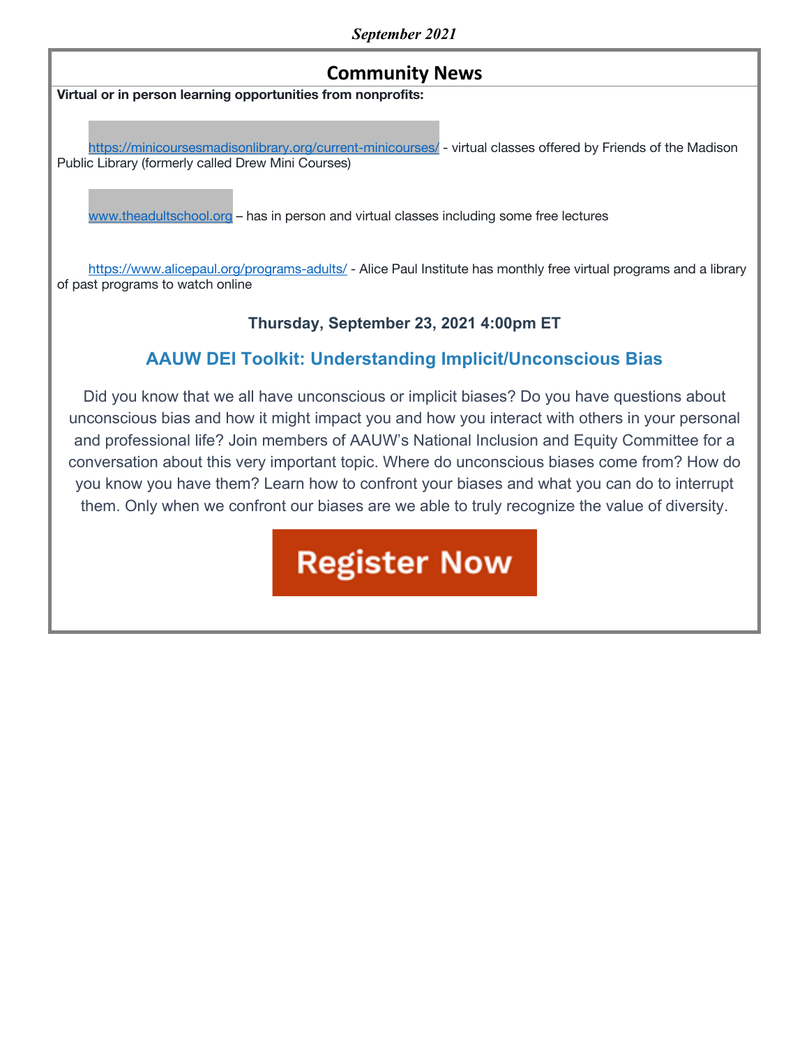## Community News

**Virtual or in person learning opportunities from nonprofits:**

https://minicoursesmadisonlibrary.org/current-minicourses/ - virtual classes offered by Friends of the Madison Public Library (formerly called Drew Mini Courses)

www.theadultschool.org – has in person and virtual classes including some free lectures

https://www.alicepaul.org/programs-adults/ - Alice Paul Institute has monthly free virtual programs and a library of past programs to watch online

**Thursday, September 23, 2021 4:00pm ET**

### AAUW DEI Toolkit: Understanding Implicit/Unconscious Bias

Did you know that we all have unconscious or implicit biases? Do you have questions about unconscious bias and how it might impact you and how you interact with others in your personal and professional life? Join members of AAUW's National Inclusion and Equity Committee for a conversation about this very important topic. Where do unconscious biases come from? How do you know you have them? Learn how to confront your biases and what you can do to interrupt them. Only when we confront our biases are we able to truly recognize the value of diversity.

**Register Now**